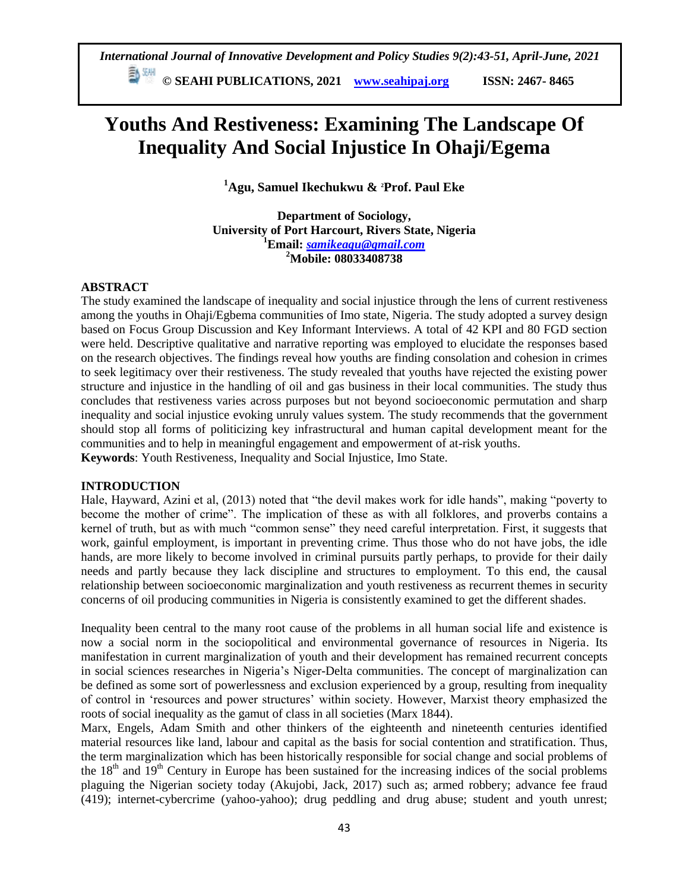# Youths And Restiveness: Examining The Landscape Of Inequality And Social Injustice In Ohaji/Egema

**[1]Agu, Samuel Ikechukwu & [2]Prof. Paul Eke**

**Department of Sociology,**
**University of Port Harcourt, Rivers State, Nigeria**
**[1]Email: samikeagu@gmail.com**
**[2]Mobile: 08033408738**

## ABSTRACT

The study examined the landscape of inequality and social injustice through the lens of current restiveness among the youths in Ohaji/Egbema communities of Imo state, Nigeria. The study adopted a survey design based on Focus Group Discussion and Key Informant Interviews. A total of 42 KPI and 80 FGD section were held. Descriptive qualitative and narrative reporting was employed to elucidate the responses based on the research objectives. The findings reveal how youths are finding consolation and cohesion in crimes to seek legitimacy over their restiveness. The study revealed that youths have rejected the existing power structure and injustice in the handling of oil and gas business in their local communities. The study thus concludes that restiveness varies across purposes but not beyond socioeconomic permutation and sharp inequality and social injustice evoking unruly values system. The study recommends that the government should stop all forms of politicizing key infrastructural and human capital development meant for the communities and to help in meaningful engagement and empowerment of at-risk youths.

**Keywords**: Youth Restiveness, Inequality and Social Injustice, Imo State.

## INTRODUCTION

Hale, Hayward, Azini et al, (2013) noted that "the devil makes work for idle hands", making "poverty to become the mother of crime". The implication of these as with all folklores, and proverbs contains a kernel of truth, but as with much "common sense" they need careful interpretation. First, it suggests that work, gainful employment, is important in preventing crime. Thus those who do not have jobs, the idle hands, are more likely to become involved in criminal pursuits partly perhaps, to provide for their daily needs and partly because they lack discipline and structures to employment. To this end, the causal relationship between socioeconomic marginalization and youth restiveness as recurrent themes in security concerns of oil producing communities in Nigeria is consistently examined to get the different shades.

Inequality been central to the many root cause of the problems in all human social life and existence is now a social norm in the sociopolitical and environmental governance of resources in Nigeria. Its manifestation in current marginalization of youth and their development has remained recurrent concepts in social sciences researches in Nigeria's Niger-Delta communities. The concept of marginalization can be defined as some sort of powerlessness and exclusion experienced by a group, resulting from inequality of control in 'resources and power structures' within society. However, Marxist theory emphasized the roots of social inequality as the gamut of class in all societies (Marx 1844).

Marx, Engels, Adam Smith and other thinkers of the eighteenth and nineteenth centuries identified material resources like land, labour and capital as the basis for social contention and stratification. Thus, the term marginalization which has been historically responsible for social change and social problems of the 18th and 19th Century in Europe has been sustained for the increasing indices of the social problems plaguing the Nigerian society today (Akujobi, Jack, 2017) such as; armed robbery; advance fee fraud (419); internet-cybercrime (yahoo-yahoo); drug peddling and drug abuse; student and youth unrest;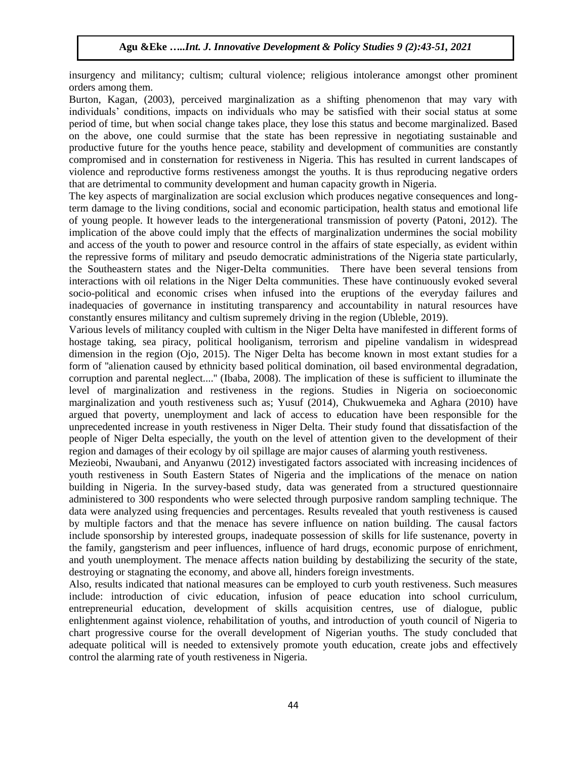insurgency and militancy; cultism; cultural violence; religious intolerance amongst other prominent orders among them.

Burton, Kagan, (2003), perceived marginalization as a shifting phenomenon that may vary with individuals' conditions, impacts on individuals who may be satisfied with their social status at some period of time, but when social change takes place, they lose this status and become marginalized. Based on the above, one could surmise that the state has been repressive in negotiating sustainable and productive future for the youths hence peace, stability and development of communities are constantly compromised and in consternation for restiveness in Nigeria. This has resulted in current landscapes of violence and reproductive forms restiveness amongst the youths. It is thus reproducing negative orders that are detrimental to community development and human capacity growth in Nigeria.

The key aspects of marginalization are social exclusion which produces negative consequences and long-term damage to the living conditions, social and economic participation, health status and emotional life of young people. It however leads to the intergenerational transmission of poverty (Patoni, 2012). The implication of the above could imply that the effects of marginalization undermines the social mobility and access of the youth to power and resource control in the affairs of state especially, as evident within the repressive forms of military and pseudo democratic administrations of the Nigeria state particularly, the Southeastern states and the Niger-Delta communities. There have been several tensions from interactions with oil relations in the Niger Delta communities. These have continuously evoked several socio-political and economic crises when infused into the eruptions of the everyday failures and inadequacies of governance in instituting transparency and accountability in natural resources have constantly ensures militancy and cultism supremely driving in the region (Ubleble, 2019).

Various levels of militancy coupled with cultism in the Niger Delta have manifested in different forms of hostage taking, sea piracy, political hooliganism, terrorism and pipeline vandalism in widespread dimension in the region (Ojo, 2015). The Niger Delta has become known in most extant studies for a form of "alienation caused by ethnicity based political domination, oil based environmental degradation, corruption and parental neglect...." (Ibaba, 2008). The implication of these is sufficient to illuminate the level of marginalization and restiveness in the regions. Studies in Nigeria on socioeconomic marginalization and youth restiveness such as; Yusuf (2014), Chukwuemeka and Aghara (2010) have argued that poverty, unemployment and lack of access to education have been responsible for the unprecedented increase in youth restiveness in Niger Delta. Their study found that dissatisfaction of the people of Niger Delta especially, the youth on the level of attention given to the development of their region and damages of their ecology by oil spillage are major causes of alarming youth restiveness.

Mezieobi, Nwaubani, and Anyanwu (2012) investigated factors associated with increasing incidences of youth restiveness in South Eastern States of Nigeria and the implications of the menace on nation building in Nigeria. In the survey-based study, data was generated from a structured questionnaire administered to 300 respondents who were selected through purposive random sampling technique. The data were analyzed using frequencies and percentages. Results revealed that youth restiveness is caused by multiple factors and that the menace has severe influence on nation building. The causal factors include sponsorship by interested groups, inadequate possession of skills for life sustenance, poverty in the family, gangsterism and peer influences, influence of hard drugs, economic purpose of enrichment, and youth unemployment. The menace affects nation building by destabilizing the security of the state, destroying or stagnating the economy, and above all, hinders foreign investments.

Also, results indicated that national measures can be employed to curb youth restiveness. Such measures include: introduction of civic education, infusion of peace education into school curriculum, entrepreneurial education, development of skills acquisition centres, use of dialogue, public enlightenment against violence, rehabilitation of youths, and introduction of youth council of Nigeria to chart progressive course for the overall development of Nigerian youths. The study concluded that adequate political will is needed to extensively promote youth education, create jobs and effectively control the alarming rate of youth restiveness in Nigeria.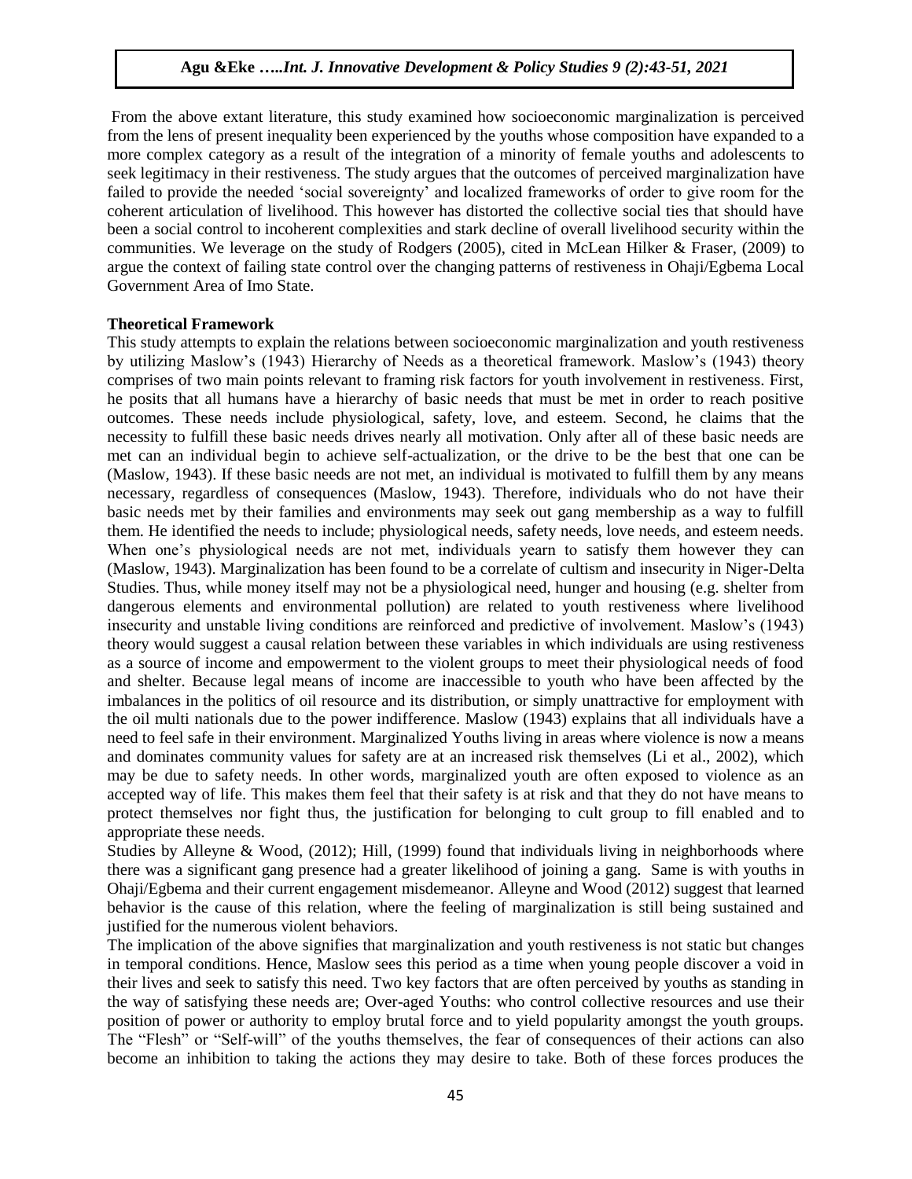From the above extant literature, this study examined how socioeconomic marginalization is perceived from the lens of present inequality been experienced by the youths whose composition have expanded to a more complex category as a result of the integration of a minority of female youths and adolescents to seek legitimacy in their restiveness. The study argues that the outcomes of perceived marginalization have failed to provide the needed 'social sovereignty' and localized frameworks of order to give room for the coherent articulation of livelihood. This however has distorted the collective social ties that should have been a social control to incoherent complexities and stark decline of overall livelihood security within the communities. We leverage on the study of Rodgers (2005), cited in McLean Hilker & Fraser, (2009) to argue the context of failing state control over the changing patterns of restiveness in Ohaji/Egbema Local Government Area of Imo State.

## Theoretical Framework

This study attempts to explain the relations between socioeconomic marginalization and youth restiveness by utilizing Maslow's (1943) Hierarchy of Needs as a theoretical framework. Maslow's (1943) theory comprises of two main points relevant to framing risk factors for youth involvement in restiveness. First, he posits that all humans have a hierarchy of basic needs that must be met in order to reach positive outcomes. These needs include physiological, safety, love, and esteem. Second, he claims that the necessity to fulfill these basic needs drives nearly all motivation. Only after all of these basic needs are met can an individual begin to achieve self-actualization, or the drive to be the best that one can be (Maslow, 1943). If these basic needs are not met, an individual is motivated to fulfill them by any means necessary, regardless of consequences (Maslow, 1943). Therefore, individuals who do not have their basic needs met by their families and environments may seek out gang membership as a way to fulfill them. He identified the needs to include; physiological needs, safety needs, love needs, and esteem needs. When one's physiological needs are not met, individuals yearn to satisfy them however they can (Maslow, 1943). Marginalization has been found to be a correlate of cultism and insecurity in Niger-Delta Studies. Thus, while money itself may not be a physiological need, hunger and housing (e.g. shelter from dangerous elements and environmental pollution) are related to youth restiveness where livelihood insecurity and unstable living conditions are reinforced and predictive of involvement. Maslow's (1943) theory would suggest a causal relation between these variables in which individuals are using restiveness as a source of income and empowerment to the violent groups to meet their physiological needs of food and shelter. Because legal means of income are inaccessible to youth who have been affected by the imbalances in the politics of oil resource and its distribution, or simply unattractive for employment with the oil multi nationals due to the power indifference. Maslow (1943) explains that all individuals have a need to feel safe in their environment. Marginalized Youths living in areas where violence is now a means and dominates community values for safety are at an increased risk themselves (Li et al., 2002), which may be due to safety needs. In other words, marginalized youth are often exposed to violence as an accepted way of life. This makes them feel that their safety is at risk and that they do not have means to protect themselves nor fight thus, the justification for belonging to cult group to fill enabled and to appropriate these needs.

Studies by Alleyne & Wood, (2012); Hill, (1999) found that individuals living in neighborhoods where there was a significant gang presence had a greater likelihood of joining a gang. Same is with youths in Ohaji/Egbema and their current engagement misdemeanor. Alleyne and Wood (2012) suggest that learned behavior is the cause of this relation, where the feeling of marginalization is still being sustained and justified for the numerous violent behaviors.

The implication of the above signifies that marginalization and youth restiveness is not static but changes in temporal conditions. Hence, Maslow sees this period as a time when young people discover a void in their lives and seek to satisfy this need. Two key factors that are often perceived by youths as standing in the way of satisfying these needs are; Over-aged Youths: who control collective resources and use their position of power or authority to employ brutal force and to yield popularity amongst the youth groups. The "Flesh" or "Self-will" of the youths themselves, the fear of consequences of their actions can also become an inhibition to taking the actions they may desire to take. Both of these forces produces the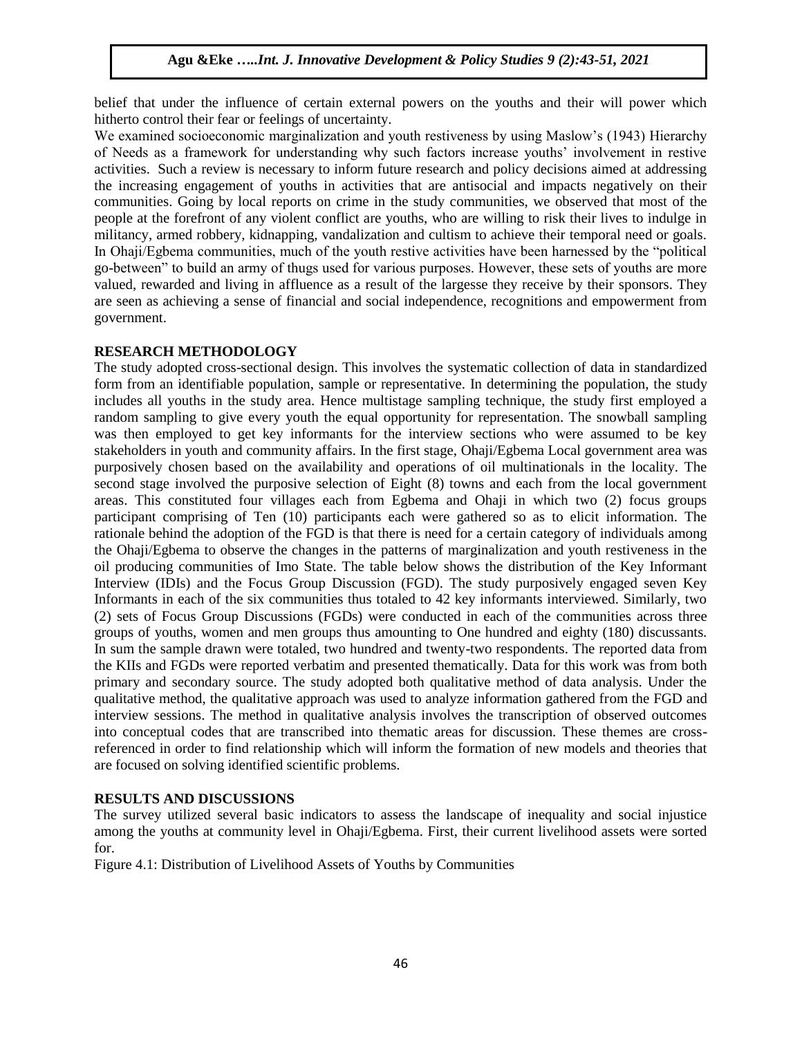belief that under the influence of certain external powers on the youths and their will power which hitherto control their fear or feelings of uncertainty.

We examined socioeconomic marginalization and youth restiveness by using Maslow's (1943) Hierarchy of Needs as a framework for understanding why such factors increase youths' involvement in restive activities. Such a review is necessary to inform future research and policy decisions aimed at addressing the increasing engagement of youths in activities that are antisocial and impacts negatively on their communities. Going by local reports on crime in the study communities, we observed that most of the people at the forefront of any violent conflict are youths, who are willing to risk their lives to indulge in militancy, armed robbery, kidnapping, vandalization and cultism to achieve their temporal need or goals. In Ohaji/Egbema communities, much of the youth restive activities have been harnessed by the "political go-between" to build an army of thugs used for various purposes. However, these sets of youths are more valued, rewarded and living in affluence as a result of the largesse they receive by their sponsors. They are seen as achieving a sense of financial and social independence, recognitions and empowerment from government.

## RESEARCH METHODOLOGY

The study adopted cross-sectional design. This involves the systematic collection of data in standardized form from an identifiable population, sample or representative. In determining the population, the study includes all youths in the study area. Hence multistage sampling technique, the study first employed a random sampling to give every youth the equal opportunity for representation. The snowball sampling was then employed to get key informants for the interview sections who were assumed to be key stakeholders in youth and community affairs. In the first stage, Ohaji/Egbema Local government area was purposively chosen based on the availability and operations of oil multinationals in the locality. The second stage involved the purposive selection of Eight (8) towns and each from the local government areas. This constituted four villages each from Egbema and Ohaji in which two (2) focus groups participant comprising of Ten (10) participants each were gathered so as to elicit information. The rationale behind the adoption of the FGD is that there is need for a certain category of individuals among the Ohaji/Egbema to observe the changes in the patterns of marginalization and youth restiveness in the oil producing communities of Imo State. The table below shows the distribution of the Key Informant Interview (IDIs) and the Focus Group Discussion (FGD). The study purposively engaged seven Key Informants in each of the six communities thus totaled to 42 key informants interviewed. Similarly, two (2) sets of Focus Group Discussions (FGDs) were conducted in each of the communities across three groups of youths, women and men groups thus amounting to One hundred and eighty (180) discussants. In sum the sample drawn were totaled, two hundred and twenty-two respondents. The reported data from the KIIs and FGDs were reported verbatim and presented thematically. Data for this work was from both primary and secondary source. The study adopted both qualitative method of data analysis. Under the qualitative method, the qualitative approach was used to analyze information gathered from the FGD and interview sessions. The method in qualitative analysis involves the transcription of observed outcomes into conceptual codes that are transcribed into thematic areas for discussion. These themes are cross-referenced in order to find relationship which will inform the formation of new models and theories that are focused on solving identified scientific problems.

## RESULTS AND DISCUSSIONS

The survey utilized several basic indicators to assess the landscape of inequality and social injustice among the youths at community level in Ohaji/Egbema. First, their current livelihood assets were sorted for.

Figure 4.1: Distribution of Livelihood Assets of Youths by Communities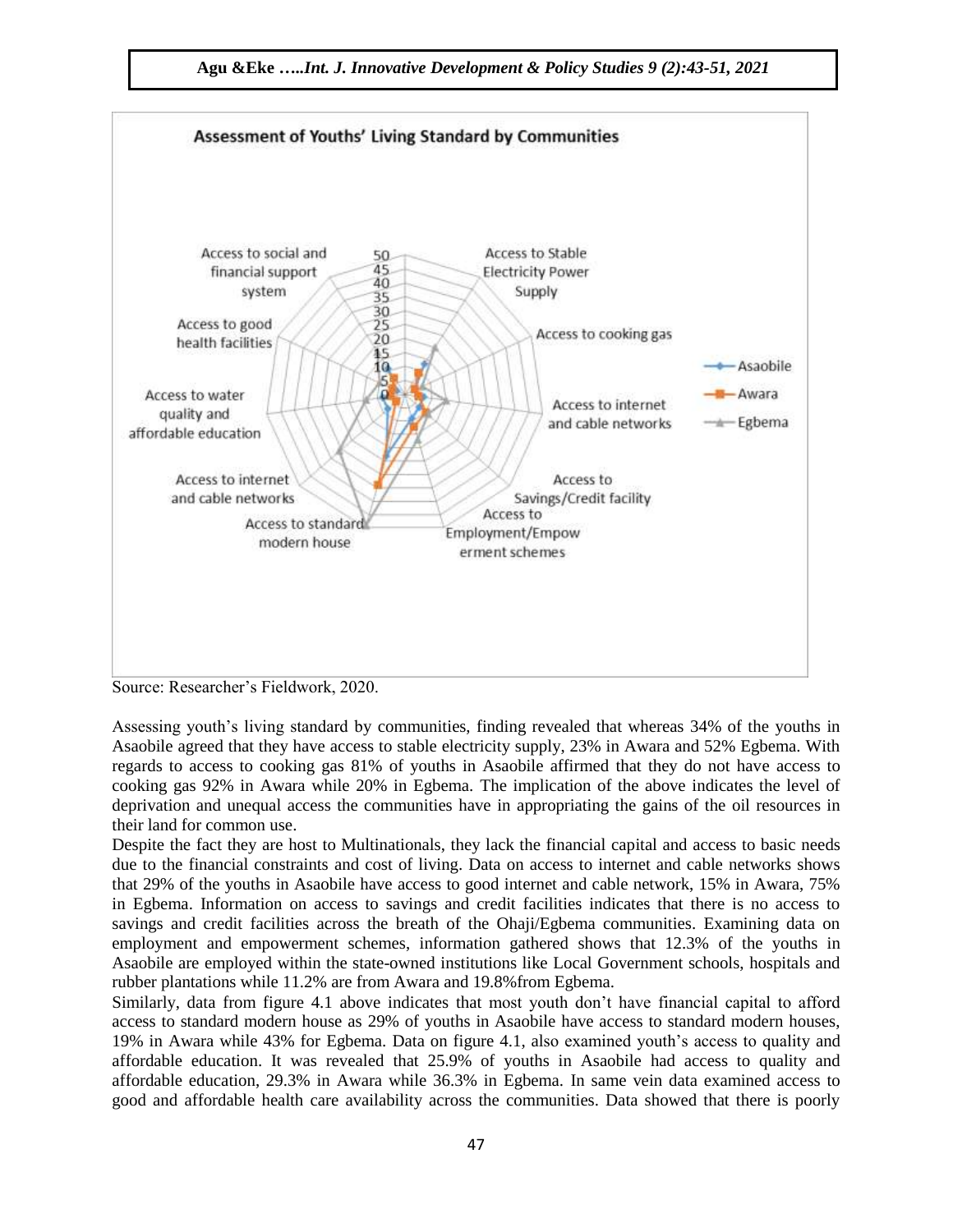Source: Researcher's Fieldwork, 2020.

Assessing youth's living standard by communities, finding revealed that whereas 34% of the youths in Asaobile agreed that they have access to stable electricity supply, 23% in Awara and 52% Egbema. With regards to access to cooking gas 81% of youths in Asaobile affirmed that they do not have access to cooking gas 92% in Awara while 20% in Egbema. The implication of the above indicates the level of deprivation and unequal access the communities have in appropriating the gains of the oil resources in their land for common use.

Despite the fact they are host to Multinationals, they lack the financial capital and access to basic needs due to the financial constraints and cost of living. Data on access to internet and cable networks shows that 29% of the youths in Asaobile have access to good internet and cable network, 15% in Awara, 75% in Egbema. Information on access to savings and credit facilities indicates that there is no access to savings and credit facilities across the breath of the Ohaji/Egbema communities. Examining data on employment and empowerment schemes, information gathered shows that 12.3% of the youths in Asaobile are employed within the state-owned institutions like Local Government schools, hospitals and rubber plantations while 11.2% are from Awara and 19.8%from Egbema.

Similarly, data from figure 4.1 above indicates that most youth don't have financial capital to afford access to standard modern house as 29% of youths in Asaobile have access to standard modern houses, 19% in Awara while 43% for Egbema. Data on figure 4.1, also examined youth's access to quality and affordable education. It was revealed that 25.9% of youths in Asaobile had access to quality and affordable education, 29.3% in Awara while 36.3% in Egbema. In same vein data examined access to good and affordable health care availability across the communities. Data showed that there is poorly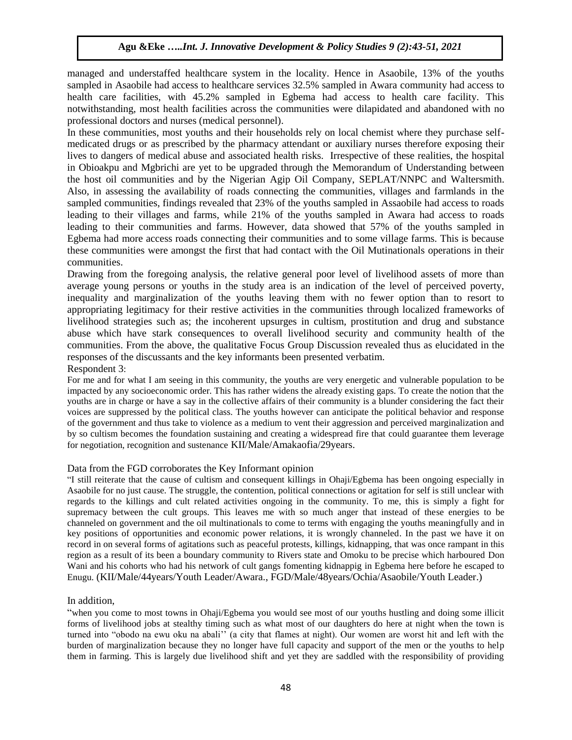managed and understaffed healthcare system in the locality. Hence in Asaobile, 13% of the youths sampled in Asaobile had access to healthcare services 32.5% sampled in Awara community had access to health care facilities, with 45.2% sampled in Egbema had access to health care facility. This notwithstanding, most health facilities across the communities were dilapidated and abandoned with no professional doctors and nurses (medical personnel).

In these communities, most youths and their households rely on local chemist where they purchase self-medicated drugs or as prescribed by the pharmacy attendant or auxiliary nurses therefore exposing their lives to dangers of medical abuse and associated health risks. Irrespective of these realities, the hospital in Obioakpu and Mgbrichi are yet to be upgraded through the Memorandum of Understanding between the host oil communities and by the Nigerian Agip Oil Company, SEPLAT/NNPC and Waltersmith. Also, in assessing the availability of roads connecting the communities, villages and farmlands in the sampled communities, findings revealed that 23% of the youths sampled in Assaobile had access to roads leading to their villages and farms, while 21% of the youths sampled in Awara had access to roads leading to their communities and farms. However, data showed that 57% of the youths sampled in Egbema had more access roads connecting their communities and to some village farms. This is because these communities were amongst the first that had contact with the Oil Mutinationals operations in their communities.

Drawing from the foregoing analysis, the relative general poor level of livelihood assets of more than average young persons or youths in the study area is an indication of the level of perceived poverty, inequality and marginalization of the youths leaving them with no fewer option than to resort to appropriating legitimacy for their restive activities in the communities through localized frameworks of livelihood strategies such as; the incoherent upsurges in cultism, prostitution and drug and substance abuse which have stark consequences to overall livelihood security and community health of the communities. From the above, the qualitative Focus Group Discussion revealed thus as elucidated in the responses of the discussants and the key informants been presented verbatim.

Respondent 3:

For me and for what I am seeing in this community, the youths are very energetic and vulnerable population to be impacted by any socioeconomic order. This has rather widens the already existing gaps. To create the notion that the youths are in charge or have a say in the collective affairs of their community is a blunder considering the fact their voices are suppressed by the political class. The youths however can anticipate the political behavior and response of the government and thus take to violence as a medium to vent their aggression and perceived marginalization and by so cultism becomes the foundation sustaining and creating a widespread fire that could guarantee them leverage for negotiation, recognition and sustenance KII/Male/Amakaofia/29years.

Data from the FGD corroborates the Key Informant opinion

"I still reiterate that the cause of cultism and consequent killings in Ohaji/Egbema has been ongoing especially in Asaobile for no just cause. The struggle, the contention, political connections or agitation for self is still unclear with regards to the killings and cult related activities ongoing in the community. To me, this is simply a fight for supremacy between the cult groups. This leaves me with so much anger that instead of these energies to be channeled on government and the oil multinationals to come to terms with engaging the youths meaningfully and in key positions of opportunities and economic power relations, it is wrongly channeled. In the past we have it on record in on several forms of agitations such as peaceful protests, killings, kidnapping, that was once rampant in this region as a result of its been a boundary community to Rivers state and Omoku to be precise which harboured Don Wani and his cohorts who had his network of cult gangs fomenting kidnappig in Egbema here before he escaped to Enugu. (KII/Male/44years/Youth Leader/Awara., FGD/Male/48years/Ochia/Asaobile/Youth Leader.)

In addition,

"when you come to most towns in Ohaji/Egbema you would see most of our youths hustling and doing some illicit forms of livelihood jobs at stealthy timing such as what most of our daughters do here at night when the town is turned into "obodo na ewu oku na abali'' (a city that flames at night). Our women are worst hit and left with the burden of marginalization because they no longer have full capacity and support of the men or the youths to help them in farming. This is largely due livelihood shift and yet they are saddled with the responsibility of providing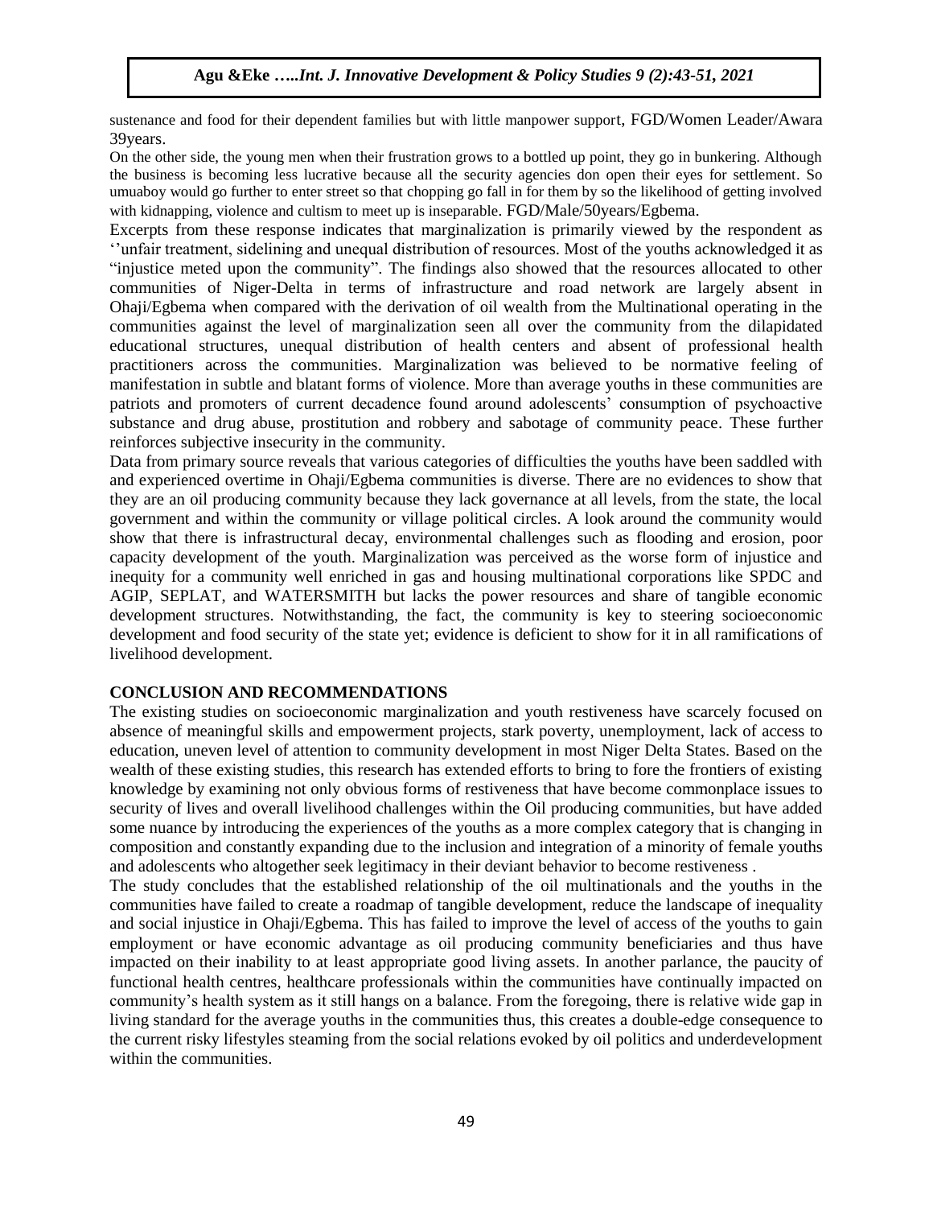sustenance and food for their dependent families but with little manpower support, FGD/Women Leader/Awara 39years.

On the other side, the young men when their frustration grows to a bottled up point, they go in bunkering. Although the business is becoming less lucrative because all the security agencies don open their eyes for settlement. So umuaboy would go further to enter street so that chopping go fall in for them by so the likelihood of getting involved with kidnapping, violence and cultism to meet up is inseparable. FGD/Male/50years/Egbema.

Excerpts from these response indicates that marginalization is primarily viewed by the respondent as ''unfair treatment, sidelining and unequal distribution of resources. Most of the youths acknowledged it as "injustice meted upon the community". The findings also showed that the resources allocated to other communities of Niger-Delta in terms of infrastructure and road network are largely absent in Ohaji/Egbema when compared with the derivation of oil wealth from the Multinational operating in the communities against the level of marginalization seen all over the community from the dilapidated educational structures, unequal distribution of health centers and absent of professional health practitioners across the communities. Marginalization was believed to be normative feeling of manifestation in subtle and blatant forms of violence. More than average youths in these communities are patriots and promoters of current decadence found around adolescents' consumption of psychoactive substance and drug abuse, prostitution and robbery and sabotage of community peace. These further reinforces subjective insecurity in the community.

Data from primary source reveals that various categories of difficulties the youths have been saddled with and experienced overtime in Ohaji/Egbema communities is diverse. There are no evidences to show that they are an oil producing community because they lack governance at all levels, from the state, the local government and within the community or village political circles. A look around the community would show that there is infrastructural decay, environmental challenges such as flooding and erosion, poor capacity development of the youth. Marginalization was perceived as the worse form of injustice and inequity for a community well enriched in gas and housing multinational corporations like SPDC and AGIP, SEPLAT, and WATERSMITH but lacks the power resources and share of tangible economic development structures. Notwithstanding, the fact, the community is key to steering socioeconomic development and food security of the state yet; evidence is deficient to show for it in all ramifications of livelihood development.

## CONCLUSION AND RECOMMENDATIONS

The existing studies on socioeconomic marginalization and youth restiveness have scarcely focused on absence of meaningful skills and empowerment projects, stark poverty, unemployment, lack of access to education, uneven level of attention to community development in most Niger Delta States. Based on the wealth of these existing studies, this research has extended efforts to bring to fore the frontiers of existing knowledge by examining not only obvious forms of restiveness that have become commonplace issues to security of lives and overall livelihood challenges within the Oil producing communities, but have added some nuance by introducing the experiences of the youths as a more complex category that is changing in composition and constantly expanding due to the inclusion and integration of a minority of female youths and adolescents who altogether seek legitimacy in their deviant behavior to become restiveness .

The study concludes that the established relationship of the oil multinationals and the youths in the communities have failed to create a roadmap of tangible development, reduce the landscape of inequality and social injustice in Ohaji/Egbema. This has failed to improve the level of access of the youths to gain employment or have economic advantage as oil producing community beneficiaries and thus have impacted on their inability to at least appropriate good living assets. In another parlance, the paucity of functional health centres, healthcare professionals within the communities have continually impacted on community's health system as it still hangs on a balance. From the foregoing, there is relative wide gap in living standard for the average youths in the communities thus, this creates a double-edge consequence to the current risky lifestyles steaming from the social relations evoked by oil politics and underdevelopment within the communities.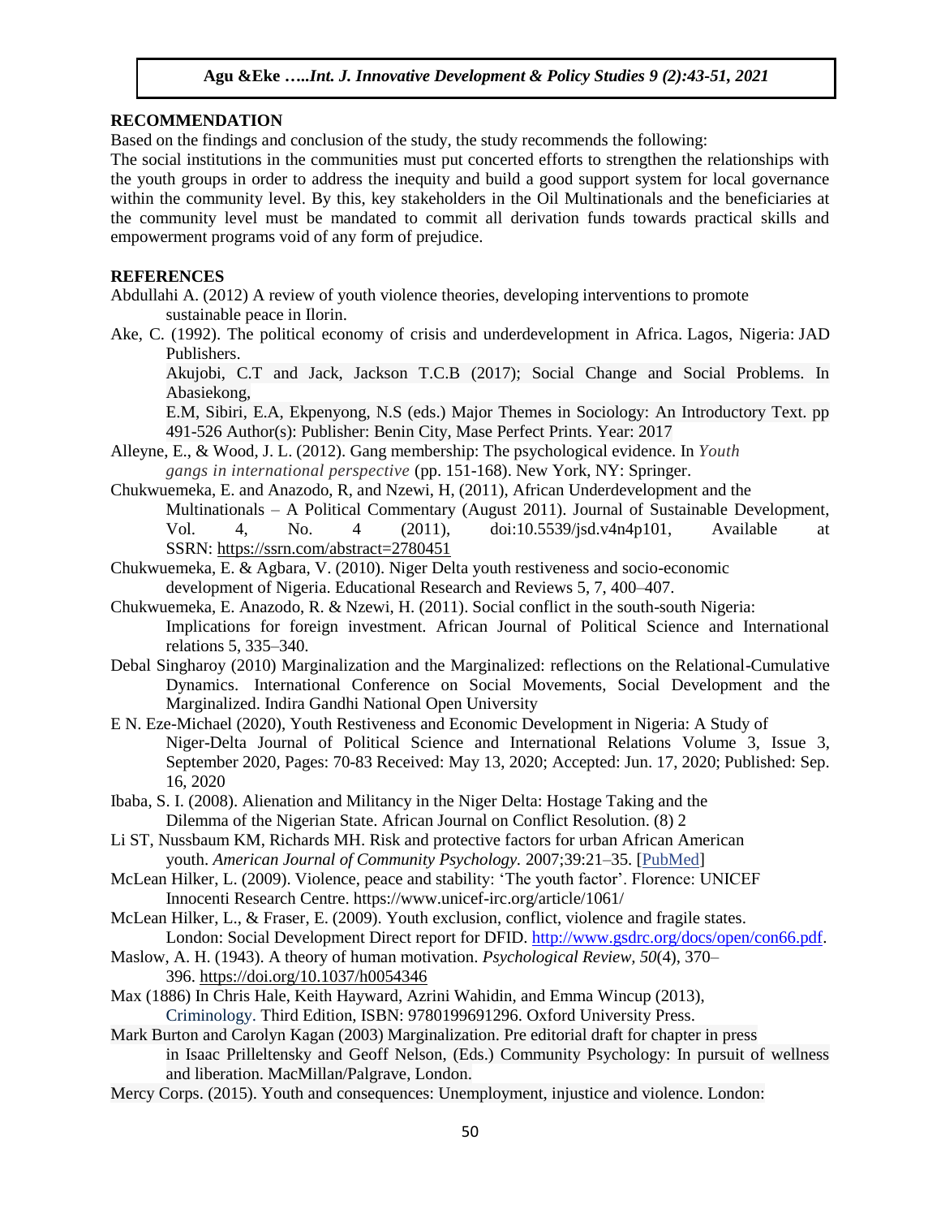## RECOMMENDATION

Based on the findings and conclusion of the study, the study recommends the following:

The social institutions in the communities must put concerted efforts to strengthen the relationships with the youth groups in order to address the inequity and build a good support system for local governance within the community level. By this, key stakeholders in the Oil Multinationals and the beneficiaries at the community level must be mandated to commit all derivation funds towards practical skills and empowerment programs void of any form of prejudice.

## REFERENCES

Abdullahi A. (2012) A review of youth violence theories, developing interventions to promote sustainable peace in Ilorin.

Ake, C. (1992). The political economy of crisis and underdevelopment in Africa. Lagos, Nigeria: JAD Publishers.

Akujobi, C.T and Jack, Jackson T.C.B (2017); Social Change and Social Problems. In Abasiekong, E.M, Sibiri, E.A, Ekpenyong, N.S (eds.) Major Themes in Sociology: An Introductory Text. pp 491-526 Author(s): Publisher: Benin City, Mase Perfect Prints. Year: 2017

Alleyne, E., & Wood, J. L. (2012). Gang membership: The psychological evidence. In *Youth gangs in international perspective* (pp. 151-168). New York, NY: Springer.

Chukwuemeka, E. and Anazodo, R, and Nzewi, H, (2011), African Underdevelopment and the Multinationals – A Political Commentary (August 2011). Journal of Sustainable Development, Vol. 4, No. 4 (2011), doi:10.5539/jsd.v4n4p101, Available at SSRN: https://ssrn.com/abstract=2780451

Chukwuemeka, E. & Agbara, V. (2010). Niger Delta youth restiveness and socio-economic development of Nigeria. Educational Research and Reviews 5, 7, 400–407.

Chukwuemeka, E. Anazodo, R. & Nzewi, H. (2011). Social conflict in the south-south Nigeria: Implications for foreign investment. African Journal of Political Science and International relations 5, 335–340.

Debal Singharoy (2010) Marginalization and the Marginalized: reflections on the Relational-Cumulative Dynamics. International Conference on Social Movements, Social Development and the Marginalized. Indira Gandhi National Open University

E N. Eze-Michael (2020), Youth Restiveness and Economic Development in Nigeria: A Study of Niger-Delta Journal of Political Science and International Relations Volume 3, Issue 3, September 2020, Pages: 70-83 Received: May 13, 2020; Accepted: Jun. 17, 2020; Published: Sep. 16, 2020

Ibaba, S. I. (2008). Alienation and Militancy in the Niger Delta: Hostage Taking and the Dilemma of the Nigerian State. African Journal on Conflict Resolution. (8) 2

Li ST, Nussbaum KM, Richards MH. Risk and protective factors for urban African American youth. *American Journal of Community Psychology.* 2007;39:21–35. [PubMed]

McLean Hilker, L. (2009). Violence, peace and stability: 'The youth factor'. Florence: UNICEF Innocenti Research Centre. https://www.unicef-irc.org/article/1061/

McLean Hilker, L., & Fraser, E. (2009). Youth exclusion, conflict, violence and fragile states. London: Social Development Direct report for DFID. http://www.gsdrc.org/docs/open/con66.pdf.

Maslow, A. H. (1943). A theory of human motivation. *Psychological Review, 50*(4), 370–396. https://doi.org/10.1037/h0054346

Max (1886) In Chris Hale, Keith Hayward, Azrini Wahidin, and Emma Wincup (2013), Criminology. Third Edition, ISBN: 9780199691296. Oxford University Press.

Mark Burton and Carolyn Kagan (2003) Marginalization. Pre editorial draft for chapter in press in Isaac Prilleltensky and Geoff Nelson, (Eds.) Community Psychology: In pursuit of wellness and liberation. MacMillan/Palgrave, London.

Mercy Corps. (2015). Youth and consequences: Unemployment, injustice and violence. London: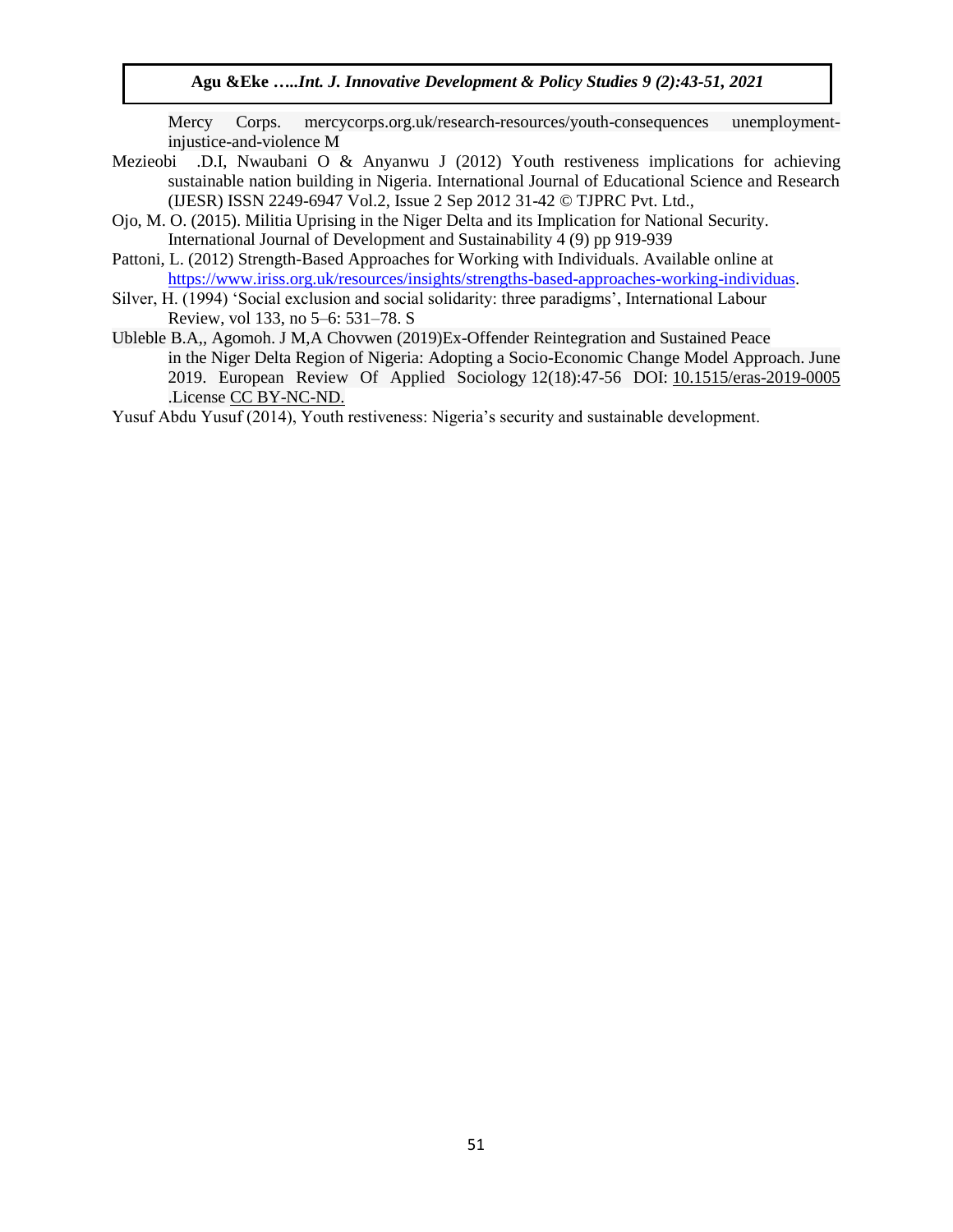Mercy Corps. mercycorps.org.uk/research-resources/youth-consequences unemployment-injustice-and-violence M

Mezieobi .D.I, Nwaubani O & Anyanwu J (2012) Youth restiveness implications for achieving sustainable nation building in Nigeria. International Journal of Educational Science and Research (IJESR) ISSN 2249-6947 Vol.2, Issue 2 Sep 2012 31-42 © TJPRC Pvt. Ltd.,

Ojo, M. O. (2015). Militia Uprising in the Niger Delta and its Implication for National Security. International Journal of Development and Sustainability 4 (9) pp 919-939

Pattoni, L. (2012) Strength-Based Approaches for Working with Individuals. Available online at https://www.iriss.org.uk/resources/insights/strengths-based-approaches-working-individuas.

Silver, H. (1994) 'Social exclusion and social solidarity: three paradigms', International Labour Review, vol 133, no 5–6: 531–78. S

Ubleble B.A,, Agomoh. J M,A Chovwen (2019)Ex-Offender Reintegration and Sustained Peace in the Niger Delta Region of Nigeria: Adopting a Socio-Economic Change Model Approach. June 2019. European Review Of Applied Sociology 12(18):47-56 DOI: 10.1515/eras-2019-0005 .License CC BY-NC-ND.

Yusuf Abdu Yusuf (2014), Youth restiveness: Nigeria's security and sustainable development.